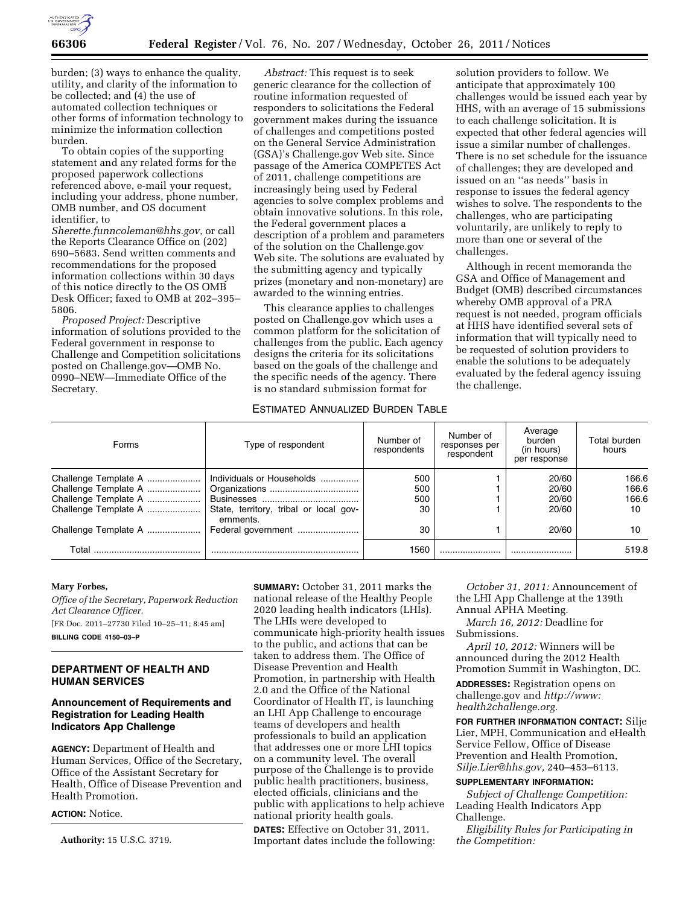burden; (3) ways to enhance the quality, utility, and clarity of the information to be collected; and (4) the use of automated collection techniques or other forms of information technology to minimize the information collection burden.

To obtain copies of the supporting statement and any related forms for the proposed paperwork collections referenced above, e-mail your request, including your address, phone number, OMB number, and OS document identifier, to *Sherette.funncoleman@hhs.gov,* or call the Reports Clearance Office on (202) 690–5683. Send written comments and recommendations for the proposed information collections within 30 days of this notice directly to the OS OMB Desk Officer; faxed to OMB at 202–395–5806.

*Proposed Project:* Descriptive information of solutions provided to the Federal government in response to Challenge and Competition solicitations posted on Challenge.gov—OMB No. 0990–NEW—Immediate Office of the Secretary.

*Abstract:* This request is to seek generic clearance for the collection of routine information requested of responders to solicitations the Federal government makes during the issuance of challenges and competitions posted on the General Service Administration (GSA)'s Challenge.gov Web site. Since passage of the America COMPETES Act of 2011, challenge competitions are increasingly being used by Federal agencies to solve complex problems and obtain innovative solutions. In this role, the Federal government places a description of a problem and parameters of the solution on the Challenge.gov Web site. The solutions are evaluated by the submitting agency and typically prizes (monetary and non-monetary) are awarded to the winning entries.

This clearance applies to challenges posted on Challenge.gov which uses a common platform for the solicitation of challenges from the public. Each agency designs the criteria for its solicitations based on the goals of the challenge and the specific needs of the agency. There is no standard submission format for solution providers to follow. We anticipate that approximately 100 challenges would be issued each year by HHS, with an average of 15 submissions to each challenge solicitation. It is expected that other federal agencies will issue a similar number of challenges. There is no set schedule for the issuance of challenges; they are developed and issued on an ''as needs'' basis in response to issues the federal agency wishes to solve. The respondents to the challenges, who are participating voluntarily, are unlikely to reply to more than one or several of the challenges.

Although in recent memoranda the GSA and Office of Management and Budget (OMB) described circumstances whereby OMB approval of a PRA request is not needed, program officials at HHS have identified several sets of information that will typically need to be requested of solution providers to enable the solutions to be adequately evaluated by the federal agency issuing the challenge.

ESTIMATED ANNUALIZED BURDEN TABLE

| Forms | Type of respondent | Number of respondents | Number of responses per respondent | Average burden (in hours) per response | Total burden hours |
|---|---|---|---|---|---|
| Challenge Template A | Individuals or Households | 500 | 1 | 20/60 | 166.6 |
| Challenge Template A | Organizations | 500 | 1 | 20/60 | 166.6 |
| Challenge Template A | Businesses | 500 | 1 | 20/60 | 166.6 |
| Challenge Template A | State, territory, tribal or local governments. | 30 | 1 | 20/60 | 10 |
| Challenge Template A | Federal government | 30 | 1 | 20/60 | 10 |
| Total | | 1560 | | | 519.8 |

**Mary Forbes,**

*Office of the Secretary, Paperwork Reduction Act Clearance Officer.*

[FR Doc. 2011–27730 Filed 10–25–11; 8:45 am]

**BILLING CODE 4150–03–P**

## DEPARTMENT OF HEALTH AND HUMAN SERVICES

### Announcement of Requirements and Registration for Leading Health Indicators App Challenge

**AGENCY:** Department of Health and Human Services, Office of the Secretary, Office of the Assistant Secretary for Health, Office of Disease Prevention and Health Promotion.

**ACTION:** Notice.

**Authority:** 15 U.S.C. 3719.

**SUMMARY:** October 31, 2011 marks the national release of the Healthy People 2020 leading health indicators (LHIs). The LHIs were developed to communicate high-priority health issues to the public, and actions that can be taken to address them. The Office of Disease Prevention and Health Promotion, in partnership with Health 2.0 and the Office of the National Coordinator of Health IT, is launching an LHI App Challenge to encourage teams of developers and health professionals to build an application that addresses one or more LHI topics on a community level. The overall purpose of the Challenge is to provide public health practitioners, business, elected officials, clinicians and the public with applications to help achieve national priority health goals.

**DATES:** Effective on October 31, 2011. Important dates include the following:

*October 31, 2011:* Announcement of the LHI App Challenge at the 139th Annual APHA Meeting.

*March 16, 2012:* Deadline for Submissions.

*April 10, 2012:* Winners will be announced during the 2012 Health Promotion Summit in Washington, DC.

**ADDRESSES:** Registration opens on challenge.gov and *http://www.health2challenge.org.*

**FOR FURTHER INFORMATION CONTACT:** Silje Lier, MPH, Communication and eHealth Service Fellow, Office of Disease Prevention and Health Promotion, *Silje.Lier@hhs.gov,* 240–453–6113.

**SUPPLEMENTARY INFORMATION:**

*Subject of Challenge Competition:* Leading Health Indicators App Challenge.

*Eligibility Rules for Participating in the Competition:*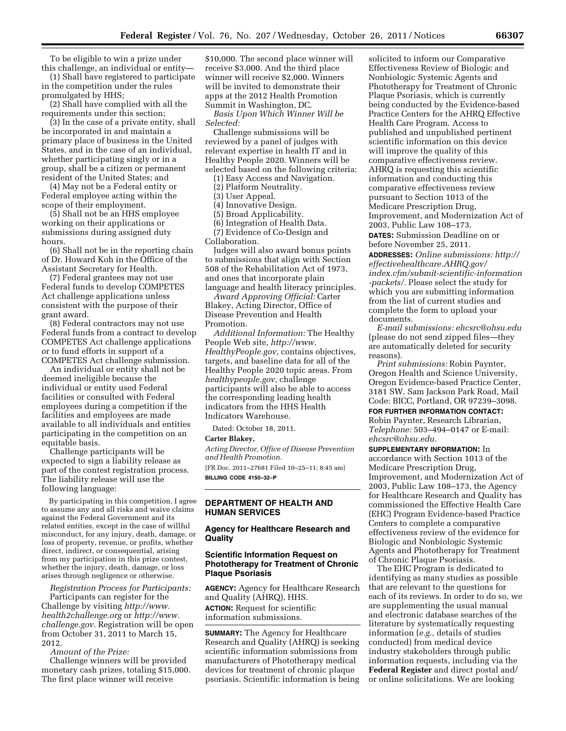To be eligible to win a prize under this challenge, an individual or entity—

(1) Shall have registered to participate in the competition under the rules promulgated by HHS;

(2) Shall have complied with all the requirements under this section;

(3) In the case of a private entity, shall be incorporated in and maintain a primary place of business in the United States, and in the case of an individual, whether participating singly or in a group, shall be a citizen or permanent resident of the United States; and

(4) May not be a Federal entity or Federal employee acting within the scope of their employment.

(5) Shall not be an HHS employee working on their applications or submissions during assigned duty hours.

(6) Shall not be in the reporting chain of Dr. Howard Koh in the Office of the Assistant Secretary for Health.

(7) Federal grantees may not use Federal funds to develop COMPETES Act challenge applications unless consistent with the purpose of their grant award.

(8) Federal contractors may not use Federal funds from a contract to develop COMPETES Act challenge applications or to fund efforts in support of a COMPETES Act challenge submission.

An individual or entity shall not be deemed ineligible because the individual or entity used Federal facilities or consulted with Federal employees during a competition if the facilities and employees are made available to all individuals and entities participating in the competition on an equitable basis.

Challenge participants will be expected to sign a liability release as part of the contest registration process. The liability release will use the following language:

> By participating in this competition, I agree to assume any and all risks and waive claims against the Federal Government and its related entities, except in the case of willful misconduct, for any injury, death, damage, or loss of property, revenue, or profits, whether direct, indirect, or consequential, arising from my participation in this prize contest, whether the injury, death, damage, or loss arises through negligence or otherwise.

*Registration Process for Participants:* Participants can register for the Challenge by visiting *http://www.health2challenge.org* or *http://www.challenge.gov.* Registration will be open from October 31, 2011 to March 15, 2012.

*Amount of the Prize:*

Challenge winners will be provided monetary cash prizes, totaling $15,000. The first place winner will receive $10,000. The second place winner will receive $3,000. And the third place winner will receive $2,000. Winners will be invited to demonstrate their apps at the 2012 Health Promotion Summit in Washington, DC.

*Basis Upon Which Winner Will be Selected:*

Challenge submissions will be reviewed by a panel of judges with relevant expertise in health IT and in Healthy People 2020. Winners will be selected based on the following criteria:

(1) Easy Access and Navigation.

(2) Platform Neutrality.

(3) User Appeal.

(4) Innovative Design.

(5) Broad Applicability.

(6) Integration of Health Data.

(7) Evidence of Co-Design and Collaboration.

Judges will also award bonus points to submissions that align with Section 508 of the Rehabilitation Act of 1973, and ones that incorporate plain language and health literacy principles.

*Award Approving Official:* Carter Blakey, Acting Director, Office of Disease Prevention and Health Promotion.

*Additional Information:* The Healthy People Web site, *http://www.HealthyPeople.gov,* contains objectives, targets, and baseline data for all of the Healthy People 2020 topic areas. From *healthypeople.gov,* challenge participants will also be able to access the corresponding leading health indicators from the HHS Health Indicators Warehouse.

Dated: October 18, 2011.

**Carter Blakey,**

*Acting Director, Office of Disease Prevention and Health Promotion.*

[FR Doc. 2011–27681 Filed 10–25–11; 8:45 am]

**BILLING CODE 4150–32–P**

## DEPARTMENT OF HEALTH AND HUMAN SERVICES

### Agency for Healthcare Research and Quality

### Scientific Information Request on Phototherapy for Treatment of Chronic Plaque Psoriasis

**AGENCY:** Agency for Healthcare Research and Quality (AHRQ), HHS.

**ACTION:** Request for scientific information submissions.

**SUMMARY:** The Agency for Healthcare Research and Quality (AHRQ) is seeking scientific information submissions from manufacturers of Phototherapy medical devices for treatment of chronic plaque psoriasis. Scientific information is being solicited to inform our Comparative Effectiveness Review of Biologic and Nonbiologic Systemic Agents and Phototherapy for Treatment of Chronic Plaque Psoriasis, which is currently being conducted by the Evidence-based Practice Centers for the AHRQ Effective Health Care Program. Access to published and unpublished pertinent scientific information on this device will improve the quality of this comparative effectiveness review. AHRQ is requesting this scientific information and conducting this comparative effectiveness review pursuant to Section 1013 of the Medicare Prescription Drug, Improvement, and Modernization Act of 2003, Public Law 108–173.

**DATES:** Submission Deadline on or before November 25, 2011.

**ADDRESSES:** *Online submissions: http://effectivehealthcare.AHRQ.gov/index.cfm/submit-scientific-information-packets/.* Please select the study for which you are submitting information from the list of current studies and complete the form to upload your documents.

*E-mail submissions: ehcsrc@ohsu.edu* (please do not send zipped files—they are automatically deleted for security reasons).

*Print submissions:* Robin Paynter, Oregon Health and Science University, Oregon Evidence-based Practice Center, 3181 SW. Sam Jackson Park Road, Mail Code: BICC, Portland, OR 97239–3098.

**FOR FURTHER INFORMATION CONTACT:** Robin Paynter, Research Librarian, *Telephone:* 503–494–0147 or E-mail: *ehcsrc@ohsu.edu.*

**SUPPLEMENTARY INFORMATION:** In accordance with Section 1013 of the Medicare Prescription Drug, Improvement, and Modernization Act of 2003, Public Law 108–173, the Agency for Healthcare Research and Quality has commissioned the Effective Health Care (EHC) Program Evidence-based Practice Centers to complete a comparative effectiveness review of the evidence for Biologic and Nonbiologic Systemic Agents and Phototherapy for Treatment of Chronic Plaque Psoriasis.

The EHC Program is dedicated to identifying as many studies as possible that are relevant to the questions for each of its reviews. In order to do so, we are supplementing the usual manual and electronic database searches of the literature by systematically requesting information (*e.g.,* details of studies conducted) from medical device industry stakeholders through public information requests, including via the **Federal Register** and direct postal and/or online solicitations. We are looking